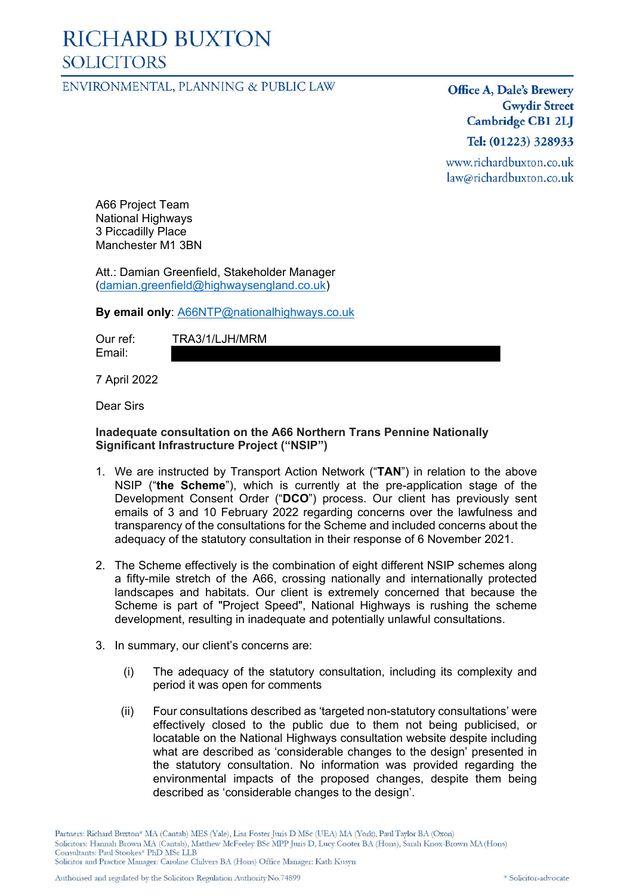# RICHARD BUXTON
## SOLICITORS

ENVIRONMENTAL, PLANNING & PUBLIC LAW

**Office A, Dale's Brewery**
**Gwydir Street**
**Cambridge CB1 2LJ**
**Tel: (01223) 328933**

www.richardbuxton.co.uk
law@richardbuxton.co.uk

A66 Project Team
National Highways
3 Piccadilly Place
Manchester M1 3BN

Att.: Damian Greenfield, Stakeholder Manager
(damian.greenfield@highwaysengland.co.uk)

**By email only**: A66NTP@nationalhighways.co.uk

Our ref: TRA3/1/LJH/MRM
Email:

7 April 2022

Dear Sirs

**Inadequate consultation on the A66 Northern Trans Pennine Nationally Significant Infrastructure Project ("NSIP")**

1. We are instructed by Transport Action Network ("**TAN**") in relation to the above NSIP ("**the Scheme**"), which is currently at the pre-application stage of the Development Consent Order ("**DCO**") process. Our client has previously sent emails of 3 and 10 February 2022 regarding concerns over the lawfulness and transparency of the consultations for the Scheme and included concerns about the adequacy of the statutory consultation in their response of 6 November 2021.

2. The Scheme effectively is the combination of eight different NSIP schemes along a fifty-mile stretch of the A66, crossing nationally and internationally protected landscapes and habitats. Our client is extremely concerned that because the Scheme is part of "Project Speed", National Highways is rushing the scheme development, resulting in inadequate and potentially unlawful consultations.

3. In summary, our client's concerns are:

   (i) The adequacy of the statutory consultation, including its complexity and period it was open for comments

   (ii) Four consultations described as 'targeted non-statutory consultations' were effectively closed to the public due to them not being publicised, or locatable on the National Highways consultation website despite including what are described as 'considerable changes to the design' presented in the statutory consultation. No information was provided regarding the environmental impacts of the proposed changes, despite them being described as 'considerable changes to the design'.

Partners: Richard Buxton* MA (Cantab) MES (Yale), Lisa Foster Juris D MSc (UEA) MA (York), Paul Taylor BA (Oxon)
Solicitors: Hannah Brown MA (Cantab), Matthew McFeeley BSc MPP Juris D, Lucy Cooter BA (Hons), Sarah Knox-Brown MA (Hons)
Consultants: Paul Stookes* PhD MSc LLB
Solicitor and Practice Manager: Caroline Chilvers BA (Hons) Office Manager: Kath Kusyn

Authorised and regulated by the Solicitors Regulation Authority No.74899

\* Solicitor-advocate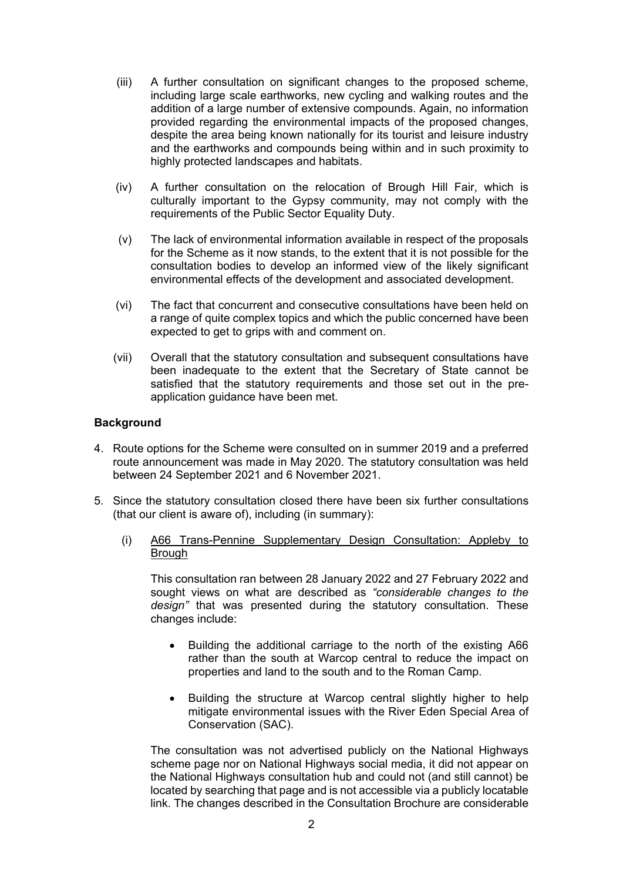(iii) A further consultation on significant changes to the proposed scheme, including large scale earthworks, new cycling and walking routes and the addition of a large number of extensive compounds. Again, no information provided regarding the environmental impacts of the proposed changes, despite the area being known nationally for its tourist and leisure industry and the earthworks and compounds being within and in such proximity to highly protected landscapes and habitats.

(iv) A further consultation on the relocation of Brough Hill Fair, which is culturally important to the Gypsy community, may not comply with the requirements of the Public Sector Equality Duty.

(v) The lack of environmental information available in respect of the proposals for the Scheme as it now stands, to the extent that it is not possible for the consultation bodies to develop an informed view of the likely significant environmental effects of the development and associated development.

(vi) The fact that concurrent and consecutive consultations have been held on a range of quite complex topics and which the public concerned have been expected to get to grips with and comment on.

(vii) Overall that the statutory consultation and subsequent consultations have been inadequate to the extent that the Secretary of State cannot be satisfied that the statutory requirements and those set out in the pre-application guidance have been met.

**Background**

4. Route options for the Scheme were consulted on in summer 2019 and a preferred route announcement was made in May 2020. The statutory consultation was held between 24 September 2021 and 6 November 2021.

5. Since the statutory consultation closed there have been six further consultations (that our client is aware of), including (in summary):

   (i) <u>A66 Trans-Pennine Supplementary Design Consultation: Appleby to Brough</u>

   This consultation ran between 28 January 2022 and 27 February 2022 and sought views on what are described as *"considerable changes to the design"* that was presented during the statutory consultation. These changes include:

   - Building the additional carriage to the north of the existing A66 rather than the south at Warcop central to reduce the impact on properties and land to the south and to the Roman Camp.
   - Building the structure at Warcop central slightly higher to help mitigate environmental issues with the River Eden Special Area of Conservation (SAC).

   The consultation was not advertised publicly on the National Highways scheme page nor on National Highways social media, it did not appear on the National Highways consultation hub and could not (and still cannot) be located by searching that page and is not accessible via a publicly locatable link. The changes described in the Consultation Brochure are considerable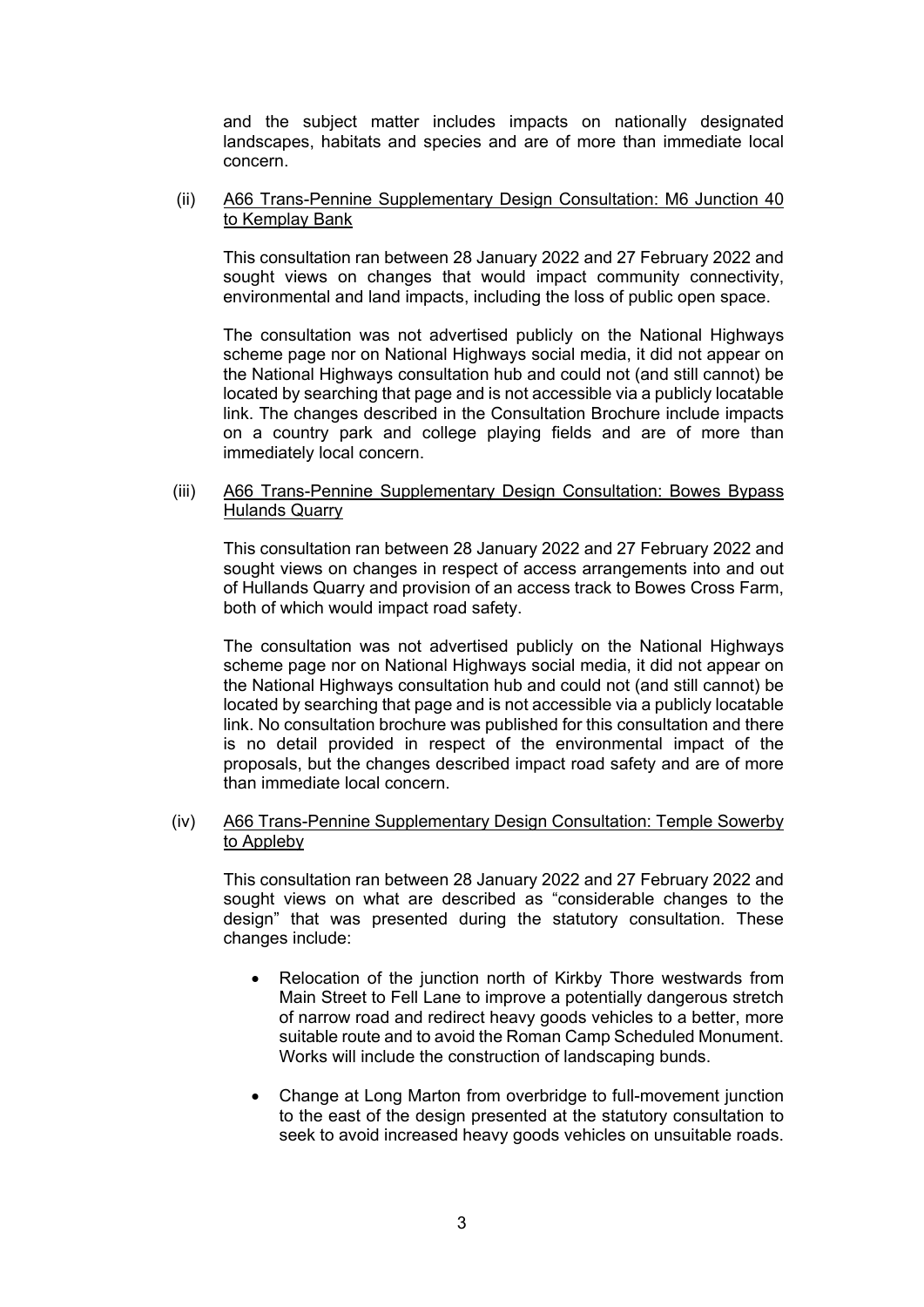and the subject matter includes impacts on nationally designated landscapes, habitats and species and are of more than immediate local concern.

(ii) <u>A66 Trans-Pennine Supplementary Design Consultation: M6 Junction 40 to Kemplay Bank</u>

This consultation ran between 28 January 2022 and 27 February 2022 and sought views on changes that would impact community connectivity, environmental and land impacts, including the loss of public open space.

The consultation was not advertised publicly on the National Highways scheme page nor on National Highways social media, it did not appear on the National Highways consultation hub and could not (and still cannot) be located by searching that page and is not accessible via a publicly locatable link. The changes described in the Consultation Brochure include impacts on a country park and college playing fields and are of more than immediately local concern.

(iii) <u>A66 Trans-Pennine Supplementary Design Consultation: Bowes Bypass Hulands Quarry</u>

This consultation ran between 28 January 2022 and 27 February 2022 and sought views on changes in respect of access arrangements into and out of Hullands Quarry and provision of an access track to Bowes Cross Farm, both of which would impact road safety.

The consultation was not advertised publicly on the National Highways scheme page nor on National Highways social media, it did not appear on the National Highways consultation hub and could not (and still cannot) be located by searching that page and is not accessible via a publicly locatable link. No consultation brochure was published for this consultation and there is no detail provided in respect of the environmental impact of the proposals, but the changes described impact road safety and are of more than immediate local concern.

(iv) <u>A66 Trans-Pennine Supplementary Design Consultation: Temple Sowerby to Appleby</u>

This consultation ran between 28 January 2022 and 27 February 2022 and sought views on what are described as "considerable changes to the design" that was presented during the statutory consultation. These changes include:

- Relocation of the junction north of Kirkby Thore westwards from Main Street to Fell Lane to improve a potentially dangerous stretch of narrow road and redirect heavy goods vehicles to a better, more suitable route and to avoid the Roman Camp Scheduled Monument. Works will include the construction of landscaping bunds.

- Change at Long Marton from overbridge to full-movement junction to the east of the design presented at the statutory consultation to seek to avoid increased heavy goods vehicles on unsuitable roads.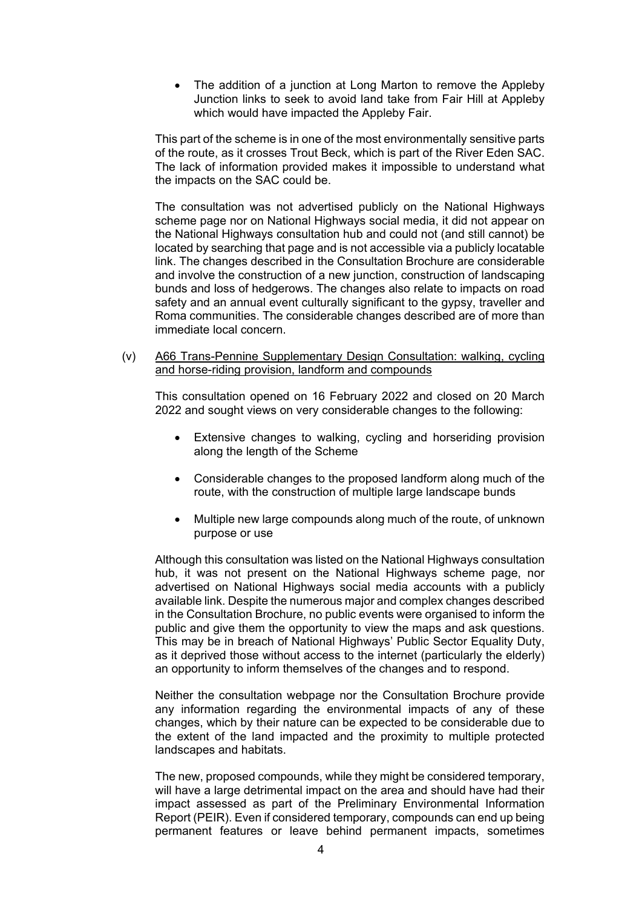- The addition of a junction at Long Marton to remove the Appleby Junction links to seek to avoid land take from Fair Hill at Appleby which would have impacted the Appleby Fair.

This part of the scheme is in one of the most environmentally sensitive parts of the route, as it crosses Trout Beck, which is part of the River Eden SAC. The lack of information provided makes it impossible to understand what the impacts on the SAC could be.

The consultation was not advertised publicly on the National Highways scheme page nor on National Highways social media, it did not appear on the National Highways consultation hub and could not (and still cannot) be located by searching that page and is not accessible via a publicly locatable link. The changes described in the Consultation Brochure are considerable and involve the construction of a new junction, construction of landscaping bunds and loss of hedgerows. The changes also relate to impacts on road safety and an annual event culturally significant to the gypsy, traveller and Roma communities. The considerable changes described are of more than immediate local concern.

(v) <u>A66 Trans-Pennine Supplementary Design Consultation: walking, cycling and horse-riding provision, landform and compounds</u>

This consultation opened on 16 February 2022 and closed on 20 March 2022 and sought views on very considerable changes to the following:

- Extensive changes to walking, cycling and horseriding provision along the length of the Scheme
- Considerable changes to the proposed landform along much of the route, with the construction of multiple large landscape bunds
- Multiple new large compounds along much of the route, of unknown purpose or use

Although this consultation was listed on the National Highways consultation hub, it was not present on the National Highways scheme page, nor advertised on National Highways social media accounts with a publicly available link. Despite the numerous major and complex changes described in the Consultation Brochure, no public events were organised to inform the public and give them the opportunity to view the maps and ask questions. This may be in breach of National Highways' Public Sector Equality Duty, as it deprived those without access to the internet (particularly the elderly) an opportunity to inform themselves of the changes and to respond.

Neither the consultation webpage nor the Consultation Brochure provide any information regarding the environmental impacts of any of these changes, which by their nature can be expected to be considerable due to the extent of the land impacted and the proximity to multiple protected landscapes and habitats.

The new, proposed compounds, while they might be considered temporary, will have a large detrimental impact on the area and should have had their impact assessed as part of the Preliminary Environmental Information Report (PEIR). Even if considered temporary, compounds can end up being permanent features or leave behind permanent impacts, sometimes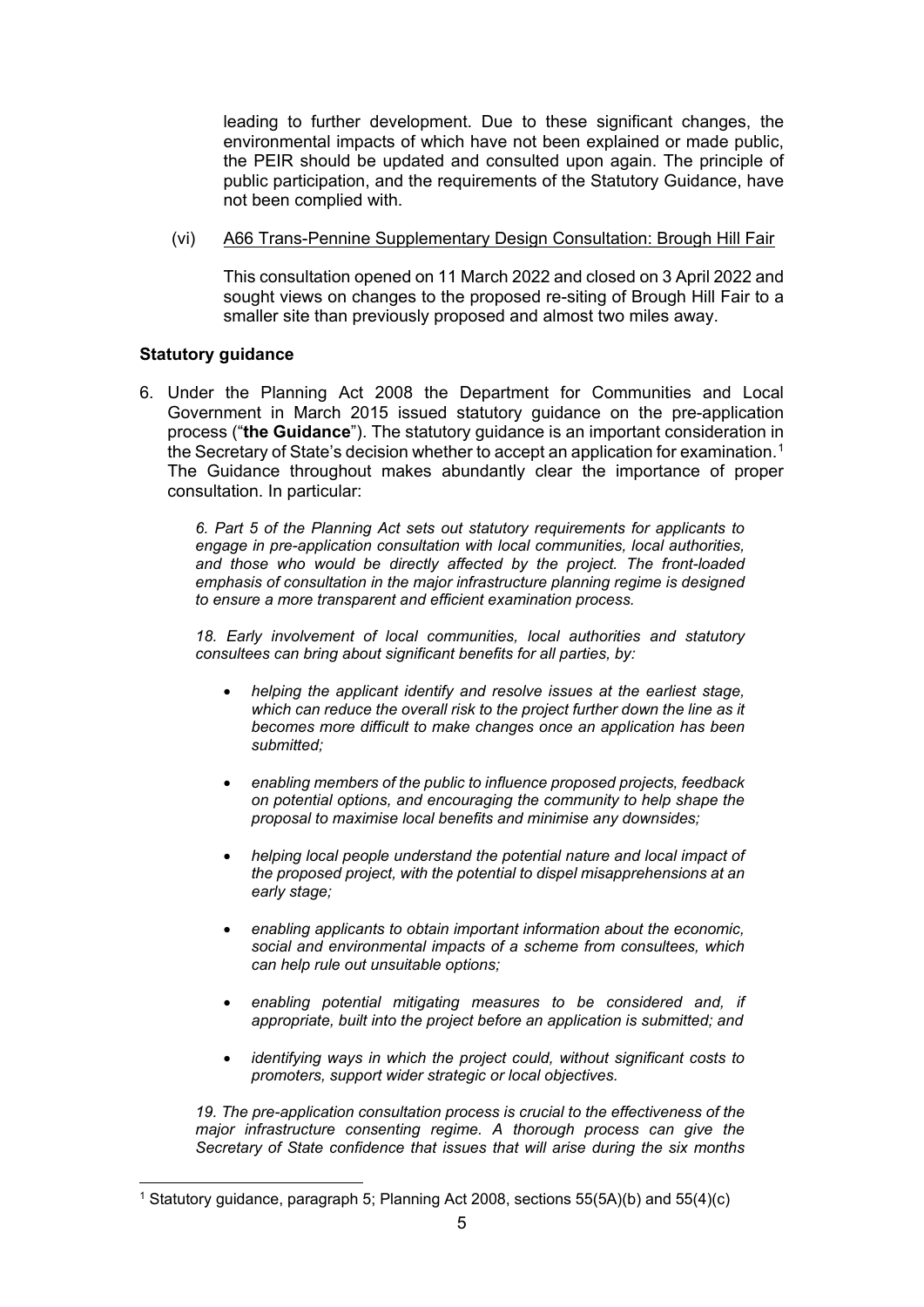leading to further development. Due to these significant changes, the environmental impacts of which have not been explained or made public, the PEIR should be updated and consulted upon again. The principle of public participation, and the requirements of the Statutory Guidance, have not been complied with.

(vi) A66 Trans-Pennine Supplementary Design Consultation: Brough Hill Fair

This consultation opened on 11 March 2022 and closed on 3 April 2022 and sought views on changes to the proposed re-siting of Brough Hill Fair to a smaller site than previously proposed and almost two miles away.

**Statutory guidance**

6. Under the Planning Act 2008 the Department for Communities and Local Government in March 2015 issued statutory guidance on the pre-application process ("**the Guidance**"). The statutory guidance is an important consideration in the Secretary of State's decision whether to accept an application for examination.[1] The Guidance throughout makes abundantly clear the importance of proper consultation. In particular:

*6. Part 5 of the Planning Act sets out statutory requirements for applicants to engage in pre-application consultation with local communities, local authorities, and those who would be directly affected by the project. The front-loaded emphasis of consultation in the major infrastructure planning regime is designed to ensure a more transparent and efficient examination process.*

*18. Early involvement of local communities, local authorities and statutory consultees can bring about significant benefits for all parties, by:*

- *helping the applicant identify and resolve issues at the earliest stage, which can reduce the overall risk to the project further down the line as it becomes more difficult to make changes once an application has been submitted;*
- *enabling members of the public to influence proposed projects, feedback on potential options, and encouraging the community to help shape the proposal to maximise local benefits and minimise any downsides;*
- *helping local people understand the potential nature and local impact of the proposed project, with the potential to dispel misapprehensions at an early stage;*
- *enabling applicants to obtain important information about the economic, social and environmental impacts of a scheme from consultees, which can help rule out unsuitable options;*
- *enabling potential mitigating measures to be considered and, if appropriate, built into the project before an application is submitted; and*
- *identifying ways in which the project could, without significant costs to promoters, support wider strategic or local objectives.*

*19. The pre-application consultation process is crucial to the effectiveness of the major infrastructure consenting regime. A thorough process can give the Secretary of State confidence that issues that will arise during the six months*

---

[1] Statutory guidance, paragraph 5; Planning Act 2008, sections 55(5A)(b) and 55(4)(c)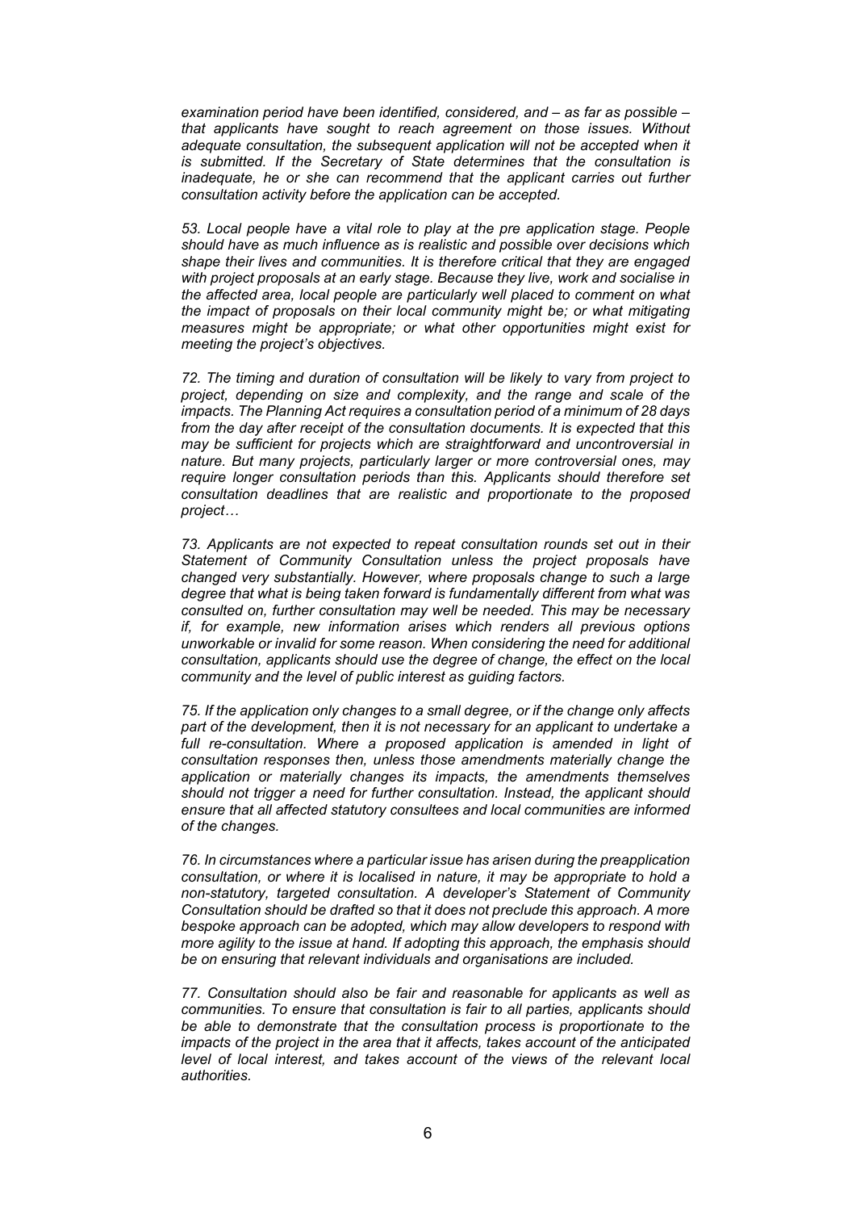*examination period have been identified, considered, and – as far as possible – that applicants have sought to reach agreement on those issues. Without adequate consultation, the subsequent application will not be accepted when it is submitted. If the Secretary of State determines that the consultation is inadequate, he or she can recommend that the applicant carries out further consultation activity before the application can be accepted.*

*53. Local people have a vital role to play at the pre application stage. People should have as much influence as is realistic and possible over decisions which shape their lives and communities. It is therefore critical that they are engaged with project proposals at an early stage. Because they live, work and socialise in the affected area, local people are particularly well placed to comment on what the impact of proposals on their local community might be; or what mitigating measures might be appropriate; or what other opportunities might exist for meeting the project's objectives.*

*72. The timing and duration of consultation will be likely to vary from project to project, depending on size and complexity, and the range and scale of the impacts. The Planning Act requires a consultation period of a minimum of 28 days from the day after receipt of the consultation documents. It is expected that this may be sufficient for projects which are straightforward and uncontroversial in nature. But many projects, particularly larger or more controversial ones, may require longer consultation periods than this. Applicants should therefore set consultation deadlines that are realistic and proportionate to the proposed project…*

*73. Applicants are not expected to repeat consultation rounds set out in their Statement of Community Consultation unless the project proposals have changed very substantially. However, where proposals change to such a large degree that what is being taken forward is fundamentally different from what was consulted on, further consultation may well be needed. This may be necessary if, for example, new information arises which renders all previous options unworkable or invalid for some reason. When considering the need for additional consultation, applicants should use the degree of change, the effect on the local community and the level of public interest as guiding factors.*

*75. If the application only changes to a small degree, or if the change only affects part of the development, then it is not necessary for an applicant to undertake a full re-consultation. Where a proposed application is amended in light of consultation responses then, unless those amendments materially change the application or materially changes its impacts, the amendments themselves should not trigger a need for further consultation. Instead, the applicant should ensure that all affected statutory consultees and local communities are informed of the changes.*

*76. In circumstances where a particular issue has arisen during the preapplication consultation, or where it is localised in nature, it may be appropriate to hold a non-statutory, targeted consultation. A developer's Statement of Community Consultation should be drafted so that it does not preclude this approach. A more bespoke approach can be adopted, which may allow developers to respond with more agility to the issue at hand. If adopting this approach, the emphasis should be on ensuring that relevant individuals and organisations are included.*

*77. Consultation should also be fair and reasonable for applicants as well as communities. To ensure that consultation is fair to all parties, applicants should be able to demonstrate that the consultation process is proportionate to the impacts of the project in the area that it affects, takes account of the anticipated level of local interest, and takes account of the views of the relevant local authorities.*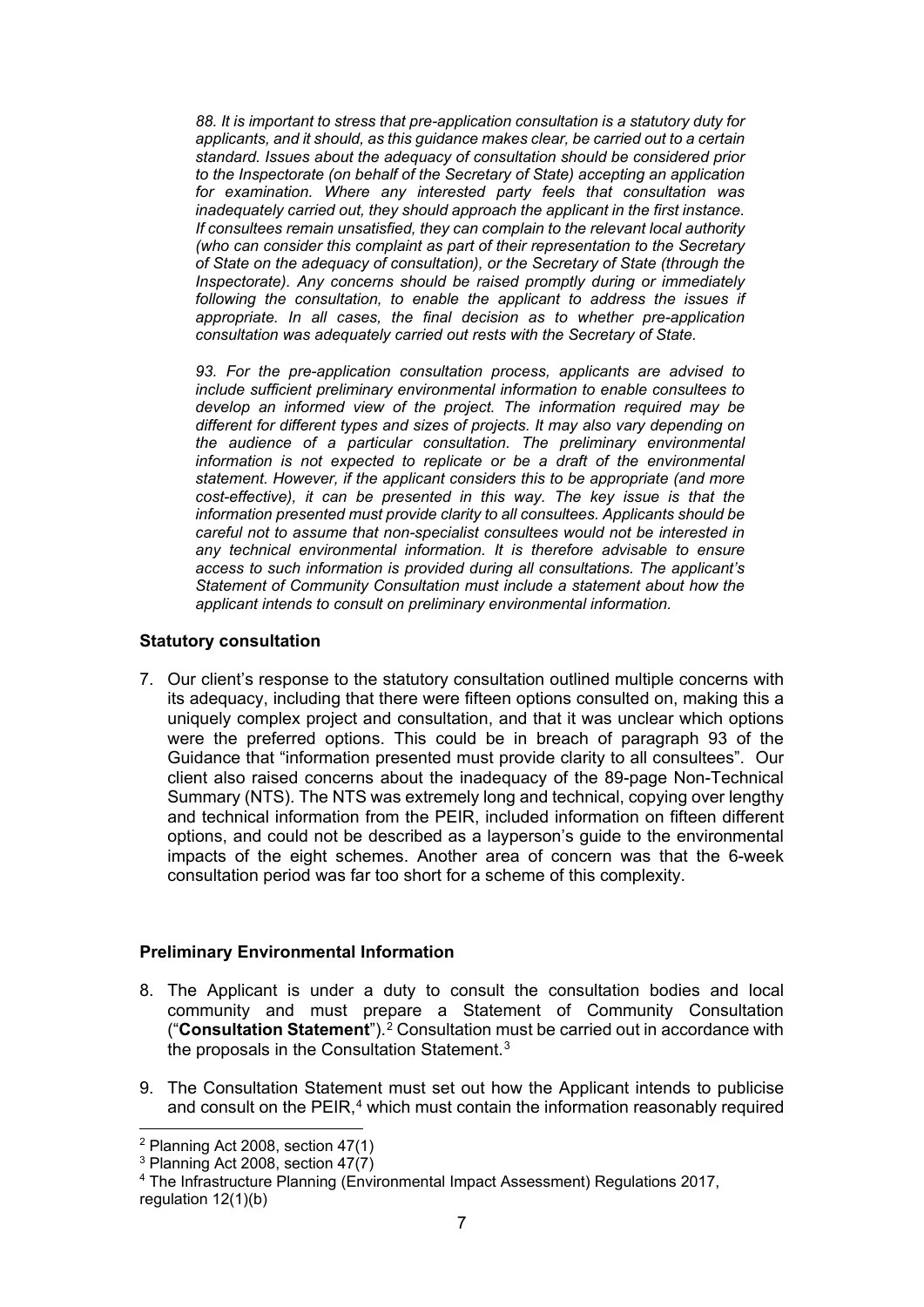*88. It is important to stress that pre-application consultation is a statutory duty for applicants, and it should, as this guidance makes clear, be carried out to a certain standard. Issues about the adequacy of consultation should be considered prior to the Inspectorate (on behalf of the Secretary of State) accepting an application for examination. Where any interested party feels that consultation was inadequately carried out, they should approach the applicant in the first instance. If consultees remain unsatisfied, they can complain to the relevant local authority (who can consider this complaint as part of their representation to the Secretary of State on the adequacy of consultation), or the Secretary of State (through the Inspectorate). Any concerns should be raised promptly during or immediately following the consultation, to enable the applicant to address the issues if appropriate. In all cases, the final decision as to whether pre-application consultation was adequately carried out rests with the Secretary of State.*

*93. For the pre-application consultation process, applicants are advised to include sufficient preliminary environmental information to enable consultees to develop an informed view of the project. The information required may be different for different types and sizes of projects. It may also vary depending on the audience of a particular consultation. The preliminary environmental information is not expected to replicate or be a draft of the environmental statement. However, if the applicant considers this to be appropriate (and more cost-effective), it can be presented in this way. The key issue is that the information presented must provide clarity to all consultees. Applicants should be careful not to assume that non-specialist consultees would not be interested in any technical environmental information. It is therefore advisable to ensure access to such information is provided during all consultations. The applicant's Statement of Community Consultation must include a statement about how the applicant intends to consult on preliminary environmental information.*

### Statutory consultation

7. Our client's response to the statutory consultation outlined multiple concerns with its adequacy, including that there were fifteen options consulted on, making this a uniquely complex project and consultation, and that it was unclear which options were the preferred options. This could be in breach of paragraph 93 of the Guidance that "information presented must provide clarity to all consultees". Our client also raised concerns about the inadequacy of the 89-page Non-Technical Summary (NTS). The NTS was extremely long and technical, copying over lengthy and technical information from the PEIR, included information on fifteen different options, and could not be described as a layperson's guide to the environmental impacts of the eight schemes. Another area of concern was that the 6-week consultation period was far too short for a scheme of this complexity.

### Preliminary Environmental Information

8. The Applicant is under a duty to consult the consultation bodies and local community and must prepare a Statement of Community Consultation ("**Consultation Statement**").[2] Consultation must be carried out in accordance with the proposals in the Consultation Statement.[3]

9. The Consultation Statement must set out how the Applicant intends to publicise and consult on the PEIR,[4] which must contain the information reasonably required

---

[2] Planning Act 2008, section 47(1)

[3] Planning Act 2008, section 47(7)

[4] The Infrastructure Planning (Environmental Impact Assessment) Regulations 2017, regulation 12(1)(b)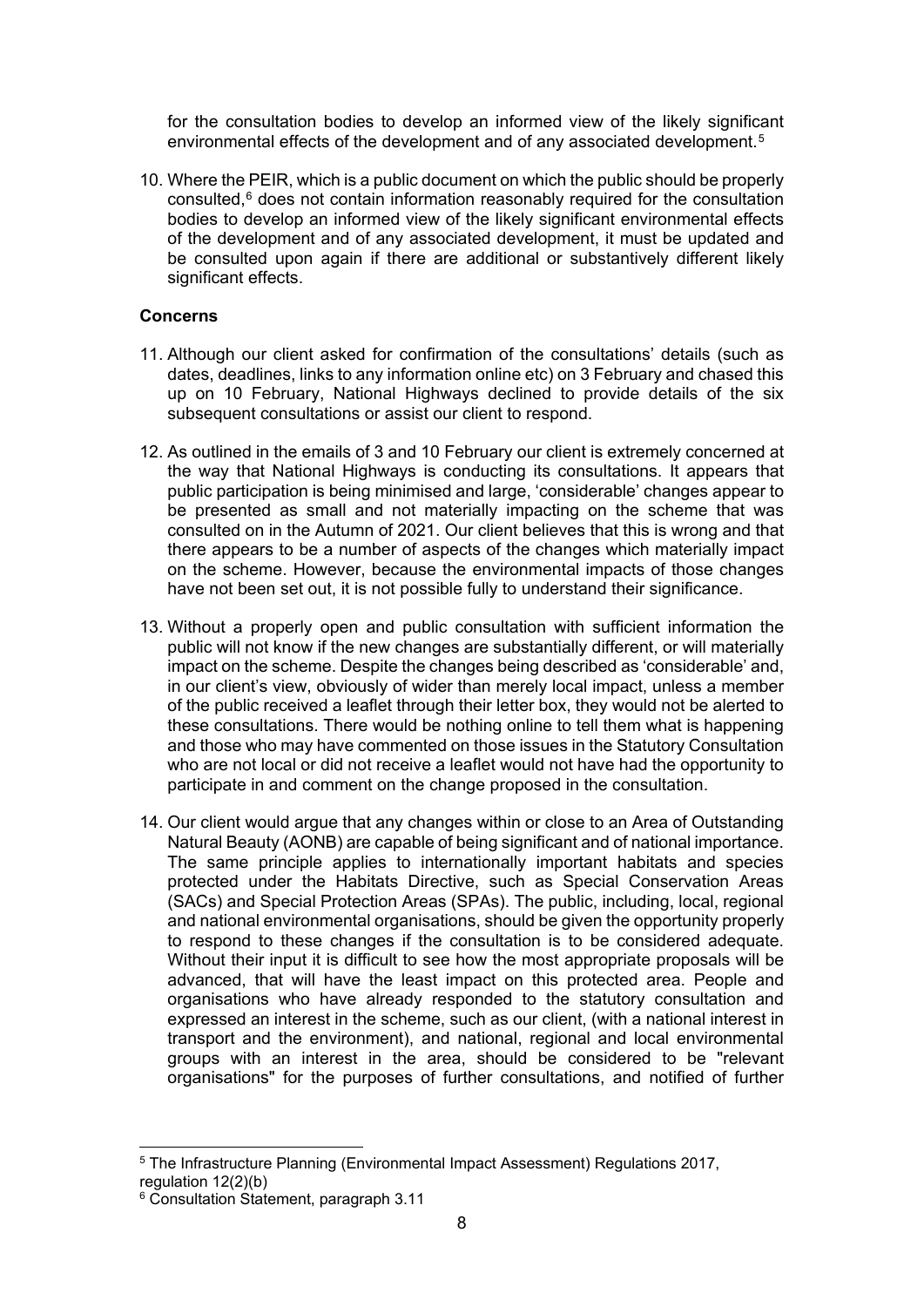for the consultation bodies to develop an informed view of the likely significant environmental effects of the development and of any associated development.[5]

10. Where the PEIR, which is a public document on which the public should be properly consulted,[6] does not contain information reasonably required for the consultation bodies to develop an informed view of the likely significant environmental effects of the development and of any associated development, it must be updated and be consulted upon again if there are additional or substantively different likely significant effects.

**Concerns**

11. Although our client asked for confirmation of the consultations' details (such as dates, deadlines, links to any information online etc) on 3 February and chased this up on 10 February, National Highways declined to provide details of the six subsequent consultations or assist our client to respond.

12. As outlined in the emails of 3 and 10 February our client is extremely concerned at the way that National Highways is conducting its consultations. It appears that public participation is being minimised and large, 'considerable' changes appear to be presented as small and not materially impacting on the scheme that was consulted on in the Autumn of 2021. Our client believes that this is wrong and that there appears to be a number of aspects of the changes which materially impact on the scheme. However, because the environmental impacts of those changes have not been set out, it is not possible fully to understand their significance.

13. Without a properly open and public consultation with sufficient information the public will not know if the new changes are substantially different, or will materially impact on the scheme. Despite the changes being described as 'considerable' and, in our client's view, obviously of wider than merely local impact, unless a member of the public received a leaflet through their letter box, they would not be alerted to these consultations. There would be nothing online to tell them what is happening and those who may have commented on those issues in the Statutory Consultation who are not local or did not receive a leaflet would not have had the opportunity to participate in and comment on the change proposed in the consultation.

14. Our client would argue that any changes within or close to an Area of Outstanding Natural Beauty (AONB) are capable of being significant and of national importance. The same principle applies to internationally important habitats and species protected under the Habitats Directive, such as Special Conservation Areas (SACs) and Special Protection Areas (SPAs). The public, including, local, regional and national environmental organisations, should be given the opportunity properly to respond to these changes if the consultation is to be considered adequate. Without their input it is difficult to see how the most appropriate proposals will be advanced, that will have the least impact on this protected area. People and organisations who have already responded to the statutory consultation and expressed an interest in the scheme, such as our client, (with a national interest in transport and the environment), and national, regional and local environmental groups with an interest in the area, should be considered to be "relevant organisations" for the purposes of further consultations, and notified of further

[5] The Infrastructure Planning (Environmental Impact Assessment) Regulations 2017, regulation 12(2)(b)

[6] Consultation Statement, paragraph 3.11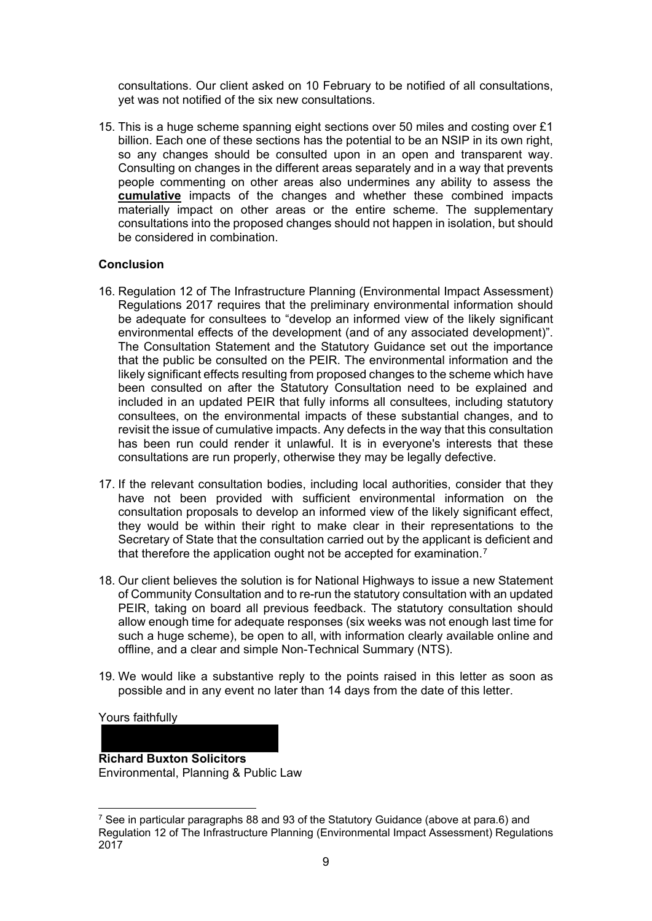consultations. Our client asked on 10 February to be notified of all consultations, yet was not notified of the six new consultations.

15. This is a huge scheme spanning eight sections over 50 miles and costing over £1 billion. Each one of these sections has the potential to be an NSIP in its own right, so any changes should be consulted upon in an open and transparent way. Consulting on changes in the different areas separately and in a way that prevents people commenting on other areas also undermines any ability to assess the **cumulative** impacts of the changes and whether these combined impacts materially impact on other areas or the entire scheme. The supplementary consultations into the proposed changes should not happen in isolation, but should be considered in combination.

**Conclusion**

16. Regulation 12 of The Infrastructure Planning (Environmental Impact Assessment) Regulations 2017 requires that the preliminary environmental information should be adequate for consultees to "develop an informed view of the likely significant environmental effects of the development (and of any associated development)". The Consultation Statement and the Statutory Guidance set out the importance that the public be consulted on the PEIR. The environmental information and the likely significant effects resulting from proposed changes to the scheme which have been consulted on after the Statutory Consultation need to be explained and included in an updated PEIR that fully informs all consultees, including statutory consultees, on the environmental impacts of these substantial changes, and to revisit the issue of cumulative impacts. Any defects in the way that this consultation has been run could render it unlawful. It is in everyone's interests that these consultations are run properly, otherwise they may be legally defective.

17. If the relevant consultation bodies, including local authorities, consider that they have not been provided with sufficient environmental information on the consultation proposals to develop an informed view of the likely significant effect, they would be within their right to make clear in their representations to the Secretary of State that the consultation carried out by the applicant is deficient and that therefore the application ought not be accepted for examination.[7]

18. Our client believes the solution is for National Highways to issue a new Statement of Community Consultation and to re-run the statutory consultation with an updated PEIR, taking on board all previous feedback. The statutory consultation should allow enough time for adequate responses (six weeks was not enough last time for such a huge scheme), be open to all, with information clearly available online and offline, and a clear and simple Non-Technical Summary (NTS).

19. We would like a substantive reply to the points raised in this letter as soon as possible and in any event no later than 14 days from the date of this letter.

Yours faithfully

**Richard Buxton Solicitors**
Environmental, Planning & Public Law

---

[7] See in particular paragraphs 88 and 93 of the Statutory Guidance (above at para.6) and Regulation 12 of The Infrastructure Planning (Environmental Impact Assessment) Regulations 2017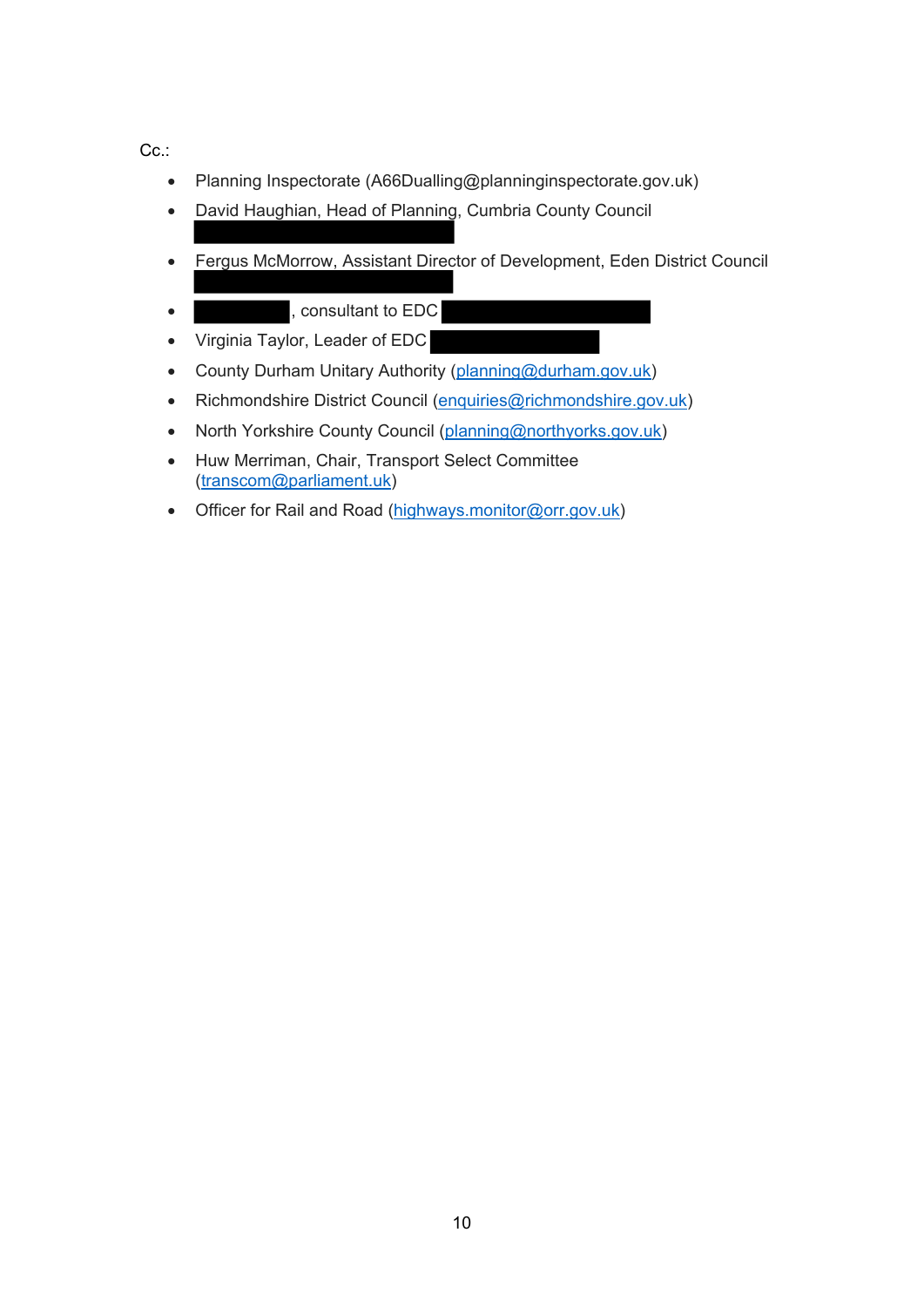Cc.:

- Planning Inspectorate (A66Dualling@planninginspectorate.gov.uk)
- David Haughian, Head of Planning, Cumbria County Council
- Fergus McMorrow, Assistant Director of Development, Eden District Council
- , consultant to EDC
- Virginia Taylor, Leader of EDC
- County Durham Unitary Authority (planning@durham.gov.uk)
- Richmondshire District Council (enquiries@richmondshire.gov.uk)
- North Yorkshire County Council (planning@northyorks.gov.uk)
- Huw Merriman, Chair, Transport Select Committee (transcom@parliament.uk)
- Officer for Rail and Road (highways.monitor@orr.gov.uk)